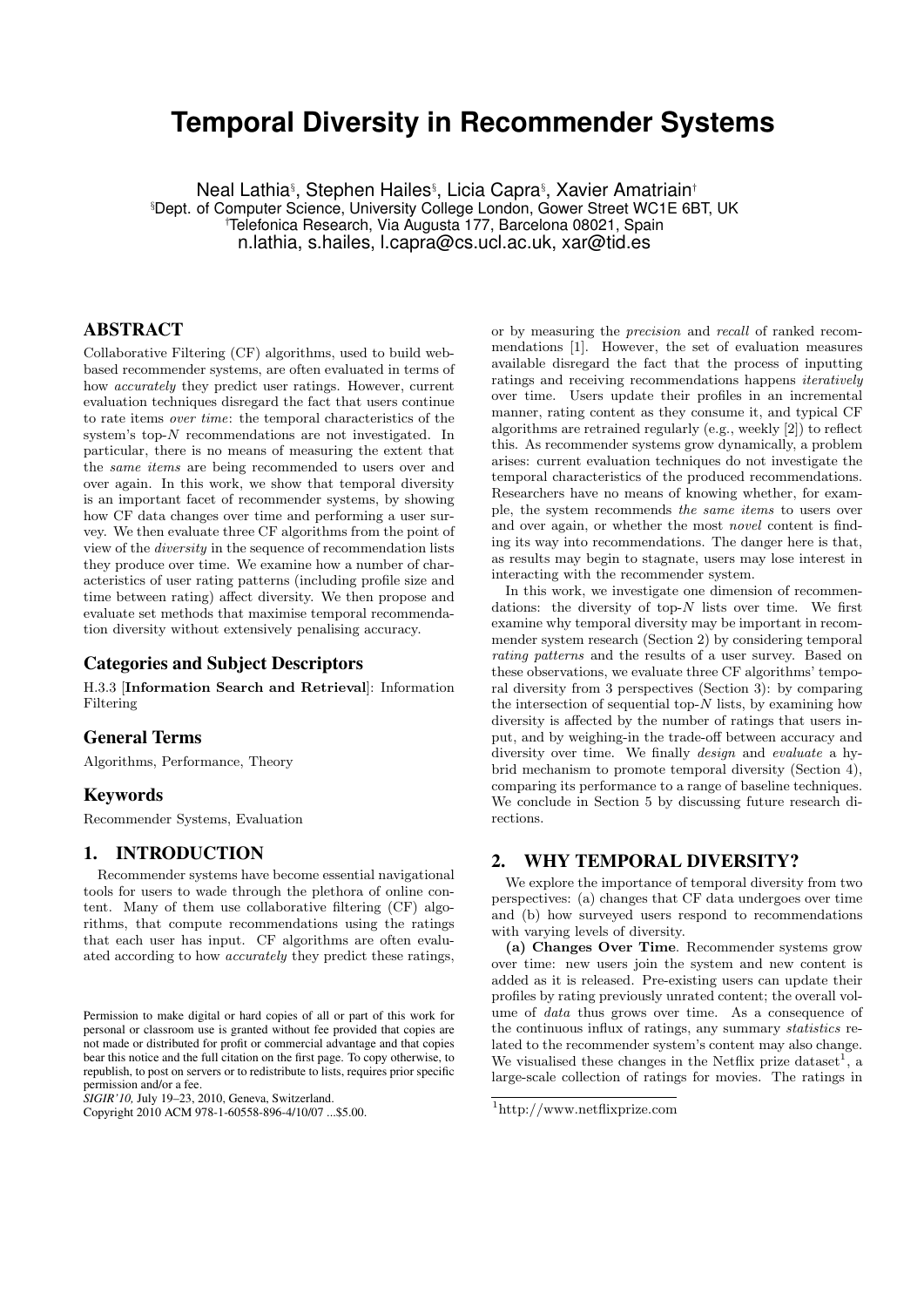# Temporal Diversity in Recommender Systems

Neal Lathia[§], Stephen Hailes[§], Licia Capra[§], Xavier Amatriain[†]

[§]Dept. of Computer Science, University College London, Gower Street WC1E 6BT, UK

[†]Telefonica Research, Via Augusta 177, Barcelona 08021, Spain

n.lathia, s.hailes, l.capra@cs.ucl.ac.uk, xar@tid.es

## ABSTRACT

Collaborative Filtering (CF) algorithms, used to build web-based recommender systems, are often evaluated in terms of how *accurately* they predict user ratings. However, current evaluation techniques disregard the fact that users continue to rate items *over time*: the temporal characteristics of the system's top-$N$ recommendations are not investigated. In particular, there is no means of measuring the extent that the *same items* are being recommended to users over and over again. In this work, we show that temporal diversity is an important facet of recommender systems, by showing how CF data changes over time and performing a user survey. We then evaluate three CF algorithms from the point of view of the *diversity* in the sequence of recommendation lists they produce over time. We examine how a number of characteristics of user rating patterns (including profile size and time between rating) affect diversity. We then propose and evaluate set methods that maximise temporal recommendation diversity without extensively penalising accuracy.

### Categories and Subject Descriptors

H.3.3 [**Information Search and Retrieval**]: Information Filtering

### General Terms

Algorithms, Performance, Theory

### Keywords

Recommender Systems, Evaluation

## 1. INTRODUCTION

Recommender systems have become essential navigational tools for users to wade through the plethora of online content. Many of them use collaborative filtering (CF) algorithms, that compute recommendations using the ratings that each user has input. CF algorithms are often evaluated according to how *accurately* they predict these ratings, or by measuring the *precision* and *recall* of ranked recommendations [1]. However, the set of evaluation measures available disregard the fact that the process of inputting ratings and receiving recommendations happens *iteratively* over time. Users update their profiles in an incremental manner, rating content as they consume it, and typical CF algorithms are retrained regularly (e.g., weekly [2]) to reflect this. As recommender systems grow dynamically, a problem arises: current evaluation techniques do not investigate the temporal characteristics of the produced recommendations. Researchers have no means of knowing whether, for example, the system recommends *the same items* to users over and over again, or whether the most *novel* content is finding its way into recommendations. The danger here is that, as results may begin to stagnate, users may lose interest in interacting with the recommender system.

In this work, we investigate one dimension of recommendations: the diversity of top-$N$ lists over time. We first examine why temporal diversity may be important in recommender system research (Section 2) by considering temporal *rating patterns* and the results of a user survey. Based on these observations, we evaluate three CF algorithms' temporal diversity from 3 perspectives (Section 3): by comparing the intersection of sequential top-$N$ lists, by examining how diversity is affected by the number of ratings that users input, and by weighing-in the trade-off between accuracy and diversity over time. We finally *design* and *evaluate* a hybrid mechanism to promote temporal diversity (Section 4), comparing its performance to a range of baseline techniques. We conclude in Section 5 by discussing future research directions.

## 2. WHY TEMPORAL DIVERSITY?

We explore the importance of temporal diversity from two perspectives: (a) changes that CF data undergoes over time and (b) how surveyed users respond to recommendations with varying levels of diversity.

**(a) Changes Over Time**. Recommender systems grow over time: new users join the system and new content is added as it is released. Pre-existing users can update their profiles by rating previously unrated content; the overall volume of *data* thus grows over time. As a consequence of the continuous influx of ratings, any summary *statistics* related to the recommender system's content may also change. We visualised these changes in the Netflix prize dataset[1], a large-scale collection of ratings for movies. The ratings in

[1]http://www.netflixprize.com

Permission to make digital or hard copies of all or part of this work for personal or classroom use is granted without fee provided that copies are not made or distributed for profit or commercial advantage and that copies bear this notice and the full citation on the first page. To copy otherwise, to republish, to post on servers or to redistribute to lists, requires prior specific permission and/or a fee.
*SIGIR'10,* July 19–23, 2010, Geneva, Switzerland.
Copyright 2010 ACM 978-1-60558-896-4/10/07 ...$5.00.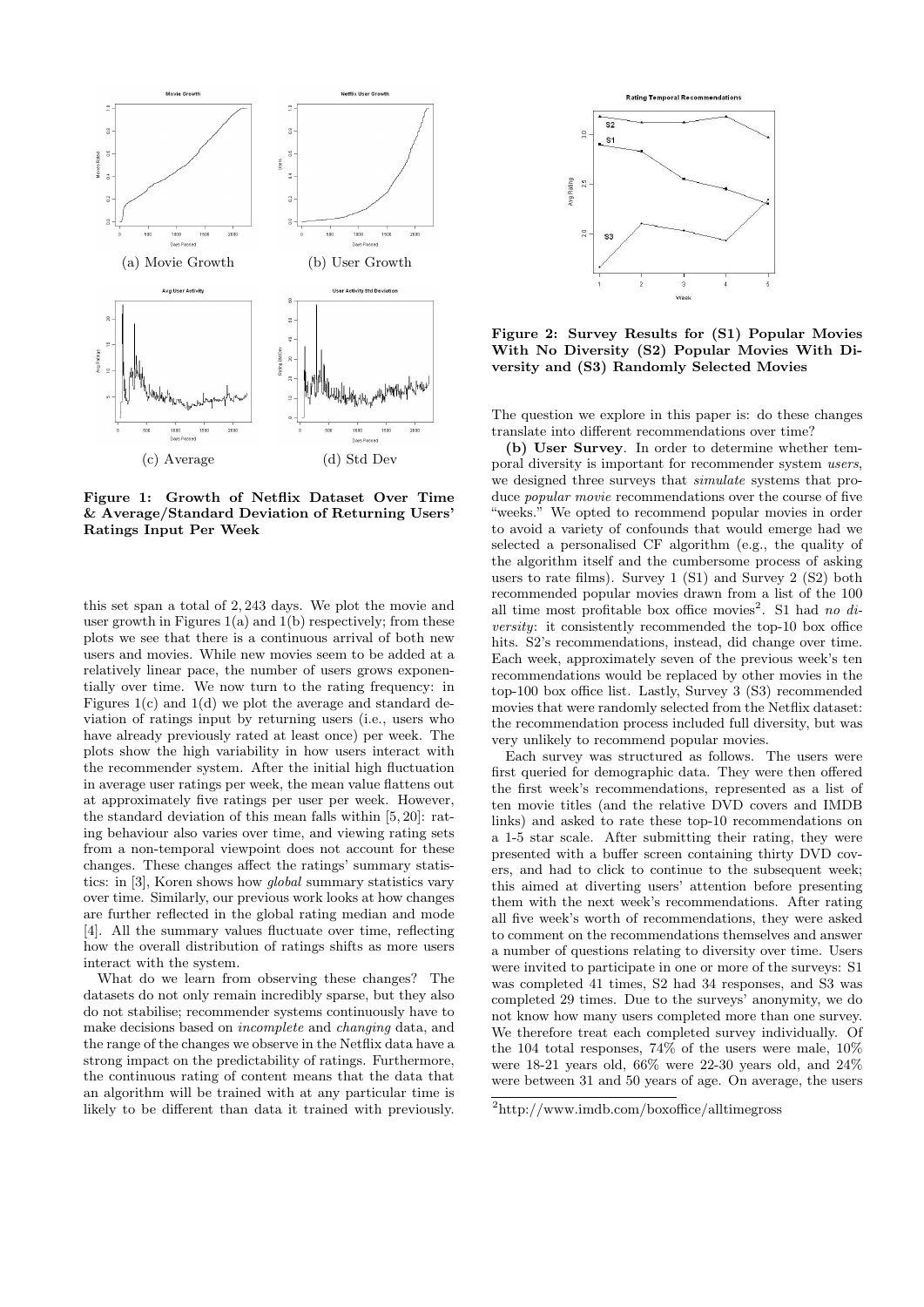(a) Movie Growth

(b) User Growth

(c) Average

(d) Std Dev

**Figure 1: Growth of Netflix Dataset Over Time & Average/Standard Deviation of Returning Users' Ratings Input Per Week**

this set span a total of 2,243 days. We plot the movie and user growth in Figures 1(a) and 1(b) respectively; from these plots we see that there is a continuous arrival of both new users and movies. While new movies seem to be added at a relatively linear pace, the number of users grows exponentially over time. We now turn to the rating frequency: in Figures 1(c) and 1(d) we plot the average and standard deviation of ratings input by returning users (i.e., users who have already previously rated at least once) per week. The plots show the high variability in how users interact with the recommender system. After the initial high fluctuation in average user ratings per week, the mean value flattens out at approximately five ratings per user per week. However, the standard deviation of this mean falls within [5, 20]: rating behaviour also varies over time, and viewing rating sets from a non-temporal viewpoint does not account for these changes. These changes affect the ratings' summary statistics: in [3], Koren shows how *global* summary statistics vary over time. Similarly, our previous work looks at how changes are further reflected in the global rating median and mode [4]. All the summary values fluctuate over time, reflecting how the overall distribution of ratings shifts as more users interact with the system.

What do we learn from observing these changes? The datasets do not only remain incredibly sparse, but they also do not stabilise; recommender systems continuously have to make decisions based on *incomplete* and *changing* data, and the range of the changes we observe in the Netflix data have a strong impact on the predictability of ratings. Furthermore, the continuous rating of content means that the data that an algorithm will be trained with at any particular time is likely to be different than data it trained with previously.

**Figure 2: Survey Results for (S1) Popular Movies With No Diversity (S2) Popular Movies With Diversity and (S3) Randomly Selected Movies**

The question we explore in this paper is: do these changes translate into different recommendations over time?

**(b) User Survey**. In order to determine whether temporal diversity is important for recommender system *users*, we designed three surveys that *simulate* systems that produce *popular movie* recommendations over the course of five "weeks." We opted to recommend popular movies in order to avoid a variety of confounds that would emerge had we selected a personalised CF algorithm (e.g., the quality of the algorithm itself and the cumbersome process of asking users to rate films). Survey 1 (S1) and Survey 2 (S2) both recommended popular movies drawn from a list of the 100 all time most profitable box office movies[2]. S1 had *no diversity*: it consistently recommended the top-10 box office hits. S2's recommendations, instead, did change over time. Each week, approximately seven of the previous week's ten recommendations would be replaced by other movies in the top-100 box office list. Lastly, Survey 3 (S3) recommended movies that were randomly selected from the Netflix dataset: the recommendation process included full diversity, but was very unlikely to recommend popular movies.

Each survey was structured as follows. The users were first queried for demographic data. They were then offered the first week's recommendations, represented as a list of ten movie titles (and the relative DVD covers and IMDB links) and asked to rate these top-10 recommendations on a 1-5 star scale. After submitting their rating, they were presented with a buffer screen containing thirty DVD covers, and had to click to continue to the subsequent week; this aimed at diverting users' attention before presenting them with the next week's recommendations. After rating all five week's worth of recommendations, they were asked to comment on the recommendations themselves and answer a number of questions relating to diversity over time. Users were invited to participate in one or more of the surveys: S1 was completed 41 times, S2 had 34 responses, and S3 was completed 29 times. Due to the surveys' anonymity, we do not know how many users completed more than one survey. We therefore treat each completed survey individually. Of the 104 total responses, 74% of the users were male, 10% were 18-21 years old, 66% were 22-30 years old, and 24% were between 31 and 50 years of age. On average, the users

[2] http://www.imdb.com/boxoffice/alltimegross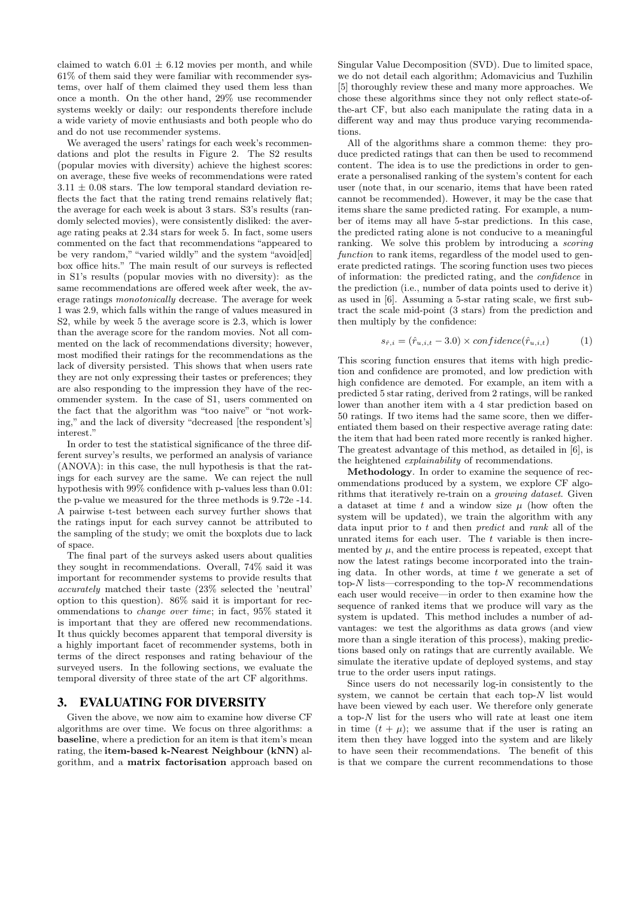claimed to watch $6.01 \pm 6.12$ movies per month, and while 61% of them said they were familiar with recommender systems, over half of them claimed they used them less than once a month. On the other hand, 29% use recommender systems weekly or daily: our respondents therefore include a wide variety of movie enthusiasts and both people who do and do not use recommender systems.

We averaged the users' ratings for each week's recommendations and plot the results in Figure 2. The S2 results (popular movies with diversity) achieve the highest scores: on average, these five weeks of recommendations were rated $3.11 \pm 0.08$ stars. The low temporal standard deviation reflects the fact that the rating trend remains relatively flat; the average for each week is about 3 stars. S3's results (randomly selected movies), were consistently disliked: the average rating peaks at 2.34 stars for week 5. In fact, some users commented on the fact that recommendations "appeared to be very random," "varied wildly" and the system "avoid[ed] box office hits." The main result of our surveys is reflected in S1's results (popular movies with no diversity): as the same recommendations are offered week after week, the average ratings *monotonically* decrease. The average for week 1 was 2.9, which falls within the range of values measured in S2, while by week 5 the average score is 2.3, which is lower than the average score for the random movies. Not all commented on the lack of recommendations diversity; however, most modified their ratings for the recommendations as the lack of diversity persisted. This shows that when users rate they are not only expressing their tastes or preferences; they are also responding to the impression they have of the recommender system. In the case of S1, users commented on the fact that the algorithm was "too naive" or "not working," and the lack of diversity "decreased [the respondent's] interest."

In order to test the statistical significance of the three different survey's results, we performed an analysis of variance (ANOVA): in this case, the null hypothesis is that the ratings for each survey are the same. We can reject the null hypothesis with 99% confidence with p-values less than 0.01: the p-value we measured for the three methods is 9.72e -14. A pairwise t-test between each survey further shows that the ratings input for each survey cannot be attributed to the sampling of the study; we omit the boxplots due to lack of space.

The final part of the surveys asked users about qualities they sought in recommendations. Overall, 74% said it was important for recommender systems to provide results that *accurately* matched their taste (23% selected the 'neutral' option to this question). 86% said it is important for recommendations to *change over time*; in fact, 95% stated it is important that they are offered new recommendations. It thus quickly becomes apparent that temporal diversity is a highly important facet of recommender systems, both in terms of the direct responses and rating behaviour of the surveyed users. In the following sections, we evaluate the temporal diversity of three state of the art CF algorithms.

## 3. EVALUATING FOR DIVERSITY

Given the above, we now aim to examine how diverse CF algorithms are over time. We focus on three algorithms: a **baseline**, where a prediction for an item is that item's mean rating, the **item-based k-Nearest Neighbour (kNN)** algorithm, and a **matrix factorisation** approach based on Singular Value Decomposition (SVD). Due to limited space, we do not detail each algorithm; Adomavicius and Tuzhilin [5] thoroughly review these and many more approaches. We chose these algorithms since they not only reflect state-of-the-art CF, but also each manipulate the rating data in a different way and may thus produce varying recommendations.

All of the algorithms share a common theme: they produce predicted ratings that can then be used to recommend content. The idea is to use the predictions in order to generate a personalised ranking of the system's content for each user (note that, in our scenario, items that have been rated cannot be recommended). However, it may be the case that items share the same predicted rating. For example, a number of items may all have 5-star predictions. In this case, the predicted rating alone is not conducive to a meaningful ranking. We solve this problem by introducing a *scoring function* to rank items, regardless of the model used to generate predicted ratings. The scoring function uses two pieces of information: the predicted rating, and the *confidence* in the prediction (i.e., number of data points used to derive it) as used in [6]. Assuming a 5-star rating scale, we first subtract the scale mid-point (3 stars) from the prediction and then multiply by the confidence:

$$s_{\hat{r},i} = (\hat{r}_{u,i,t} - 3.0) \times confidence(\hat{r}_{u,i,t}) \qquad (1)$$

This scoring function ensures that items with high prediction and confidence are promoted, and low prediction with high confidence are demoted. For example, an item with a predicted 5 star rating, derived from 2 ratings, will be ranked lower than another item with a 4 star prediction based on 50 ratings. If two items had the same score, then we differentiated them based on their respective average rating date: the item that had been rated more recently is ranked higher. The greatest advantage of this method, as detailed in [6], is the heightened *explainability* of recommendations.

**Methodology.** In order to examine the sequence of recommendations produced by a system, we explore CF algorithms that iteratively re-train on a *growing dataset*. Given a dataset at time $t$ and a window size $\mu$ (how often the system will be updated), we train the algorithm with any data input prior to $t$ and then *predict* and *rank* all of the unrated items for each user. The $t$ variable is then incremented by $\mu$, and the entire process is repeated, except that now the latest ratings become incorporated into the training data. In other words, at time $t$ we generate a set of top-$N$ lists—corresponding to the top-$N$ recommendations each user would receive—in order to then examine how the sequence of ranked items that we produce will vary as the system is updated. This method includes a number of advantages: we test the algorithms as data grows (and view more than a single iteration of this process), making predictions based only on ratings that are currently available. We simulate the iterative update of deployed systems, and stay true to the order users input ratings.

Since users do not necessarily log-in consistently to the system, we cannot be certain that each top-$N$ list would have been viewed by each user. We therefore only generate a top-$N$ list for the users who will rate at least one item in time $(t + \mu)$; we assume that if the user is rating an item then they have logged into the system and are likely to have seen their recommendations. The benefit of this is that we compare the current recommendations to those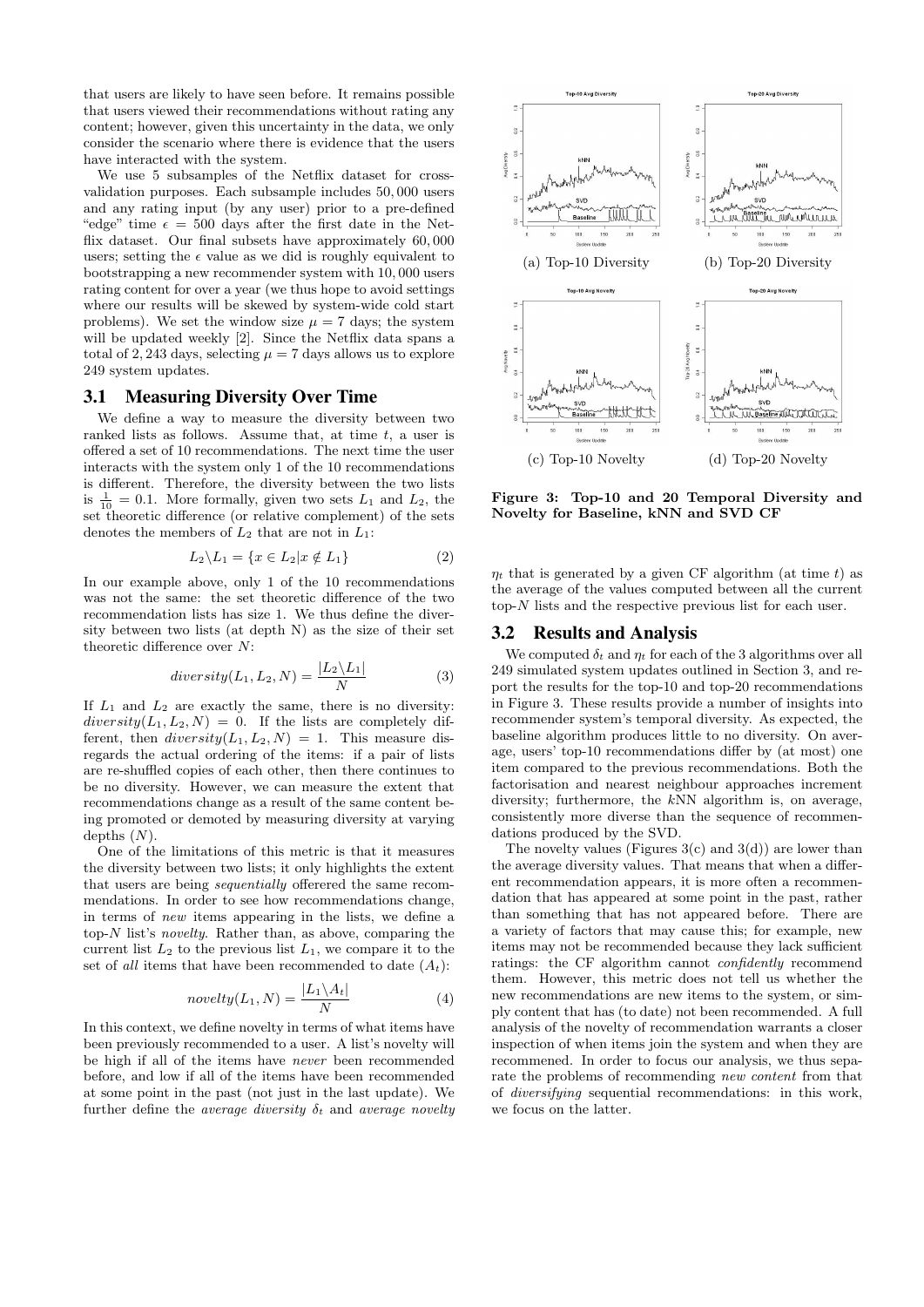that users are likely to have seen before. It remains possible that users viewed their recommendations without rating any content; however, given this uncertainty in the data, we only consider the scenario where there is evidence that the users have interacted with the system.

We use 5 subsamples of the Netflix dataset for cross-validation purposes. Each subsample includes 50,000 users and any rating input (by any user) prior to a pre-defined "edge" time $\epsilon = 500$ days after the first date in the Netflix dataset. Our final subsets have approximately 60,000 users; setting the $\epsilon$ value as we did is roughly equivalent to bootstrapping a new recommender system with 10,000 users rating content for over a year (we thus hope to avoid settings where our results will be skewed by system-wide cold start problems). We set the window size $\mu = 7$ days; the system will be updated weekly [2]. Since the Netflix data spans a total of 2,243 days, selecting $\mu = 7$ days allows us to explore 249 system updates.

## 3.1 Measuring Diversity Over Time

We define a way to measure the diversity between two ranked lists as follows. Assume that, at time $t$, a user is offered a set of 10 recommendations. The next time the user interacts with the system only 1 of the 10 recommendations is different. Therefore, the diversity between the two lists is $\frac{1}{10} = 0.1$. More formally, given two sets $L_1$ and $L_2$, the set theoretic difference (or relative complement) of the sets denotes the members of $L_2$ that are not in $L_1$:

$$L_2 \backslash L_1 = \{x \in L_2 | x \notin L_1\} \tag{2}$$

In our example above, only 1 of the 10 recommendations was not the same: the set theoretic difference of the two recommendation lists has size 1. We thus define the diversity between two lists (at depth N) as the size of their set theoretic difference over $N$:

$$diversity(L_1, L_2, N) = \frac{|L_2 \backslash L_1|}{N} \tag{3}$$

If $L_1$ and $L_2$ are exactly the same, there is no diversity: $diversity(L_1, L_2, N) = 0$. If the lists are completely different, then $diversity(L_1, L_2, N) = 1$. This measure disregards the actual ordering of the items: if a pair of lists are re-shuffled copies of each other, then there continues to be no diversity. However, we can measure the extent that recommendations change as a result of the same content being promoted or demoted by measuring diversity at varying depths ($N$).

One of the limitations of this metric is that it measures the diversity between two lists; it only highlights the extent that users are being *sequentially* offerered the same recommendations. In order to see how recommendations change, in terms of *new* items appearing in the lists, we define a top-$N$ list's *novelty*. Rather than, as above, comparing the current list $L_2$ to the previous list $L_1$, we compare it to the set of *all* items that have been recommended to date ($A_t$):

$$novelty(L_1, N) = \frac{|L_1 \backslash A_t|}{N} \tag{4}$$

In this context, we define novelty in terms of what items have been previously recommended to a user. A list's novelty will be high if all of the items have *never* been recommended before, and low if all of the items have been recommended at some point in the past (not just in the last update). We further define the *average diversity* $\delta_t$ and *average novelty* $\eta_t$ that is generated by a given CF algorithm (at time $t$) as the average of the values computed between all the current top-$N$ lists and the respective previous list for each user.

(a) Top-10 Diversity (b) Top-20 Diversity

(c) Top-10 Novelty (d) Top-20 Novelty

**Figure 3: Top-10 and 20 Temporal Diversity and Novelty for Baseline, kNN and SVD CF**

## 3.2 Results and Analysis

We computed $\delta_t$ and $\eta_t$ for each of the 3 algorithms over all 249 simulated system updates outlined in Section 3, and report the results for the top-10 and top-20 recommendations in Figure 3. These results provide a number of insights into recommender system's temporal diversity. As expected, the baseline algorithm produces little to no diversity. On average, users' top-10 recommendations differ by (at most) one item compared to the previous recommendations. Both the factorisation and nearest neighbour approaches increment diversity; furthermore, the *k*NN algorithm is, on average, consistently more diverse than the sequence of recommendations produced by the SVD.

The novelty values (Figures 3(c) and 3(d)) are lower than the average diversity values. That means that when a different recommendation appears, it is more often a recommendation that has appeared at some point in the past, rather than something that has not appeared before. There are a variety of factors that may cause this; for example, new items may not be recommended because they lack sufficient ratings: the CF algorithm cannot *confidently* recommend them. However, this metric does not tell us whether the new recommendations are new items to the system, or simply content that has (to date) not been recommended. A full analysis of the novelty of recommendation warrants a closer inspection of when items join the system and when they are recommened. In order to focus our analysis, we thus separate the problems of recommending *new content* from that of *diversifying* sequential recommendations: in this work, we focus on the latter.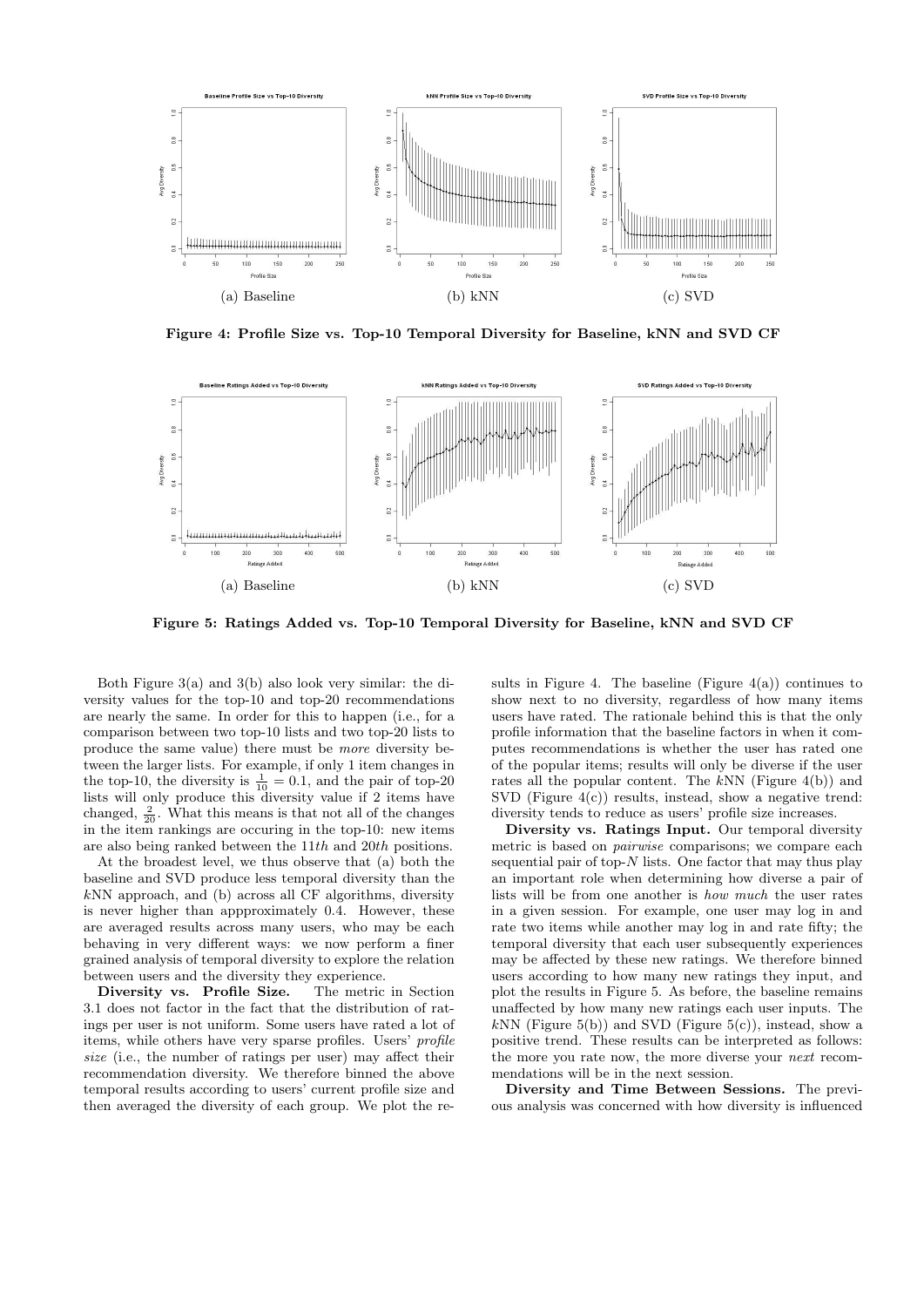(a) Baseline

(b) kNN

(c) SVD

**Figure 4: Profile Size vs. Top-10 Temporal Diversity for Baseline, kNN and SVD CF**

(a) Baseline

(b) kNN

(c) SVD

**Figure 5: Ratings Added vs. Top-10 Temporal Diversity for Baseline, kNN and SVD CF**

Both Figure 3(a) and 3(b) also look very similar: the diversity values for the top-10 and top-20 recommendations are nearly the same. In order for this to happen (i.e., for a comparison between two top-10 lists and two top-20 lists to produce the same value) there must be *more* diversity between the larger lists. For example, if only 1 item changes in the top-10, the diversity is $\frac{1}{10} = 0.1$, and the pair of top-20 lists will only produce this diversity value if 2 items have changed, $\frac{2}{20}$. What this means is that not all of the changes in the item rankings are occuring in the top-10: new items are also being ranked between the 11*th* and 20*th* positions.

At the broadest level, we thus observe that (a) both the baseline and SVD produce less temporal diversity than the $k$NN approach, and (b) across all CF algorithms, diversity is never higher than appproximately 0.4. However, these are averaged results across many users, who may be each behaving in very different ways: we now perform a finer grained analysis of temporal diversity to explore the relation between users and the diversity they experience.

**Diversity vs. Profile Size.** The metric in Section 3.1 does not factor in the fact that the distribution of ratings per user is not uniform. Some users have rated a lot of items, while others have very sparse profiles. Users' *profile size* (i.e., the number of ratings per user) may affect their recommendation diversity. We therefore binned the above temporal results according to users' current profile size and then averaged the diversity of each group. We plot the results in Figure 4. The baseline (Figure 4(a)) continues to show next to no diversity, regardless of how many items users have rated. The rationale behind this is that the only profile information that the baseline factors in when it computes recommendations is whether the user has rated one of the popular items; results will only be diverse if the user rates all the popular content. The $k$NN (Figure 4(b)) and SVD (Figure 4(c)) results, instead, show a negative trend: diversity tends to reduce as users' profile size increases.

**Diversity vs. Ratings Input.** Our temporal diversity metric is based on *pairwise* comparisons; we compare each sequential pair of top-$N$ lists. One factor that may thus play an important role when determining how diverse a pair of lists will be from one another is *how much* the user rates in a given session. For example, one user may log in and rate two items while another may log in and rate fifty; the temporal diversity that each user subsequently experiences may be affected by these new ratings. We therefore binned users according to how many new ratings they input, and plot the results in Figure 5. As before, the baseline remains unaffected by how many new ratings each user inputs. The $k$NN (Figure 5(b)) and SVD (Figure 5(c)), instead, show a positive trend. These results can be interpreted as follows: the more you rate now, the more diverse your *next* recommendations will be in the next session.

**Diversity and Time Between Sessions.** The previous analysis was concerned with how diversity is influenced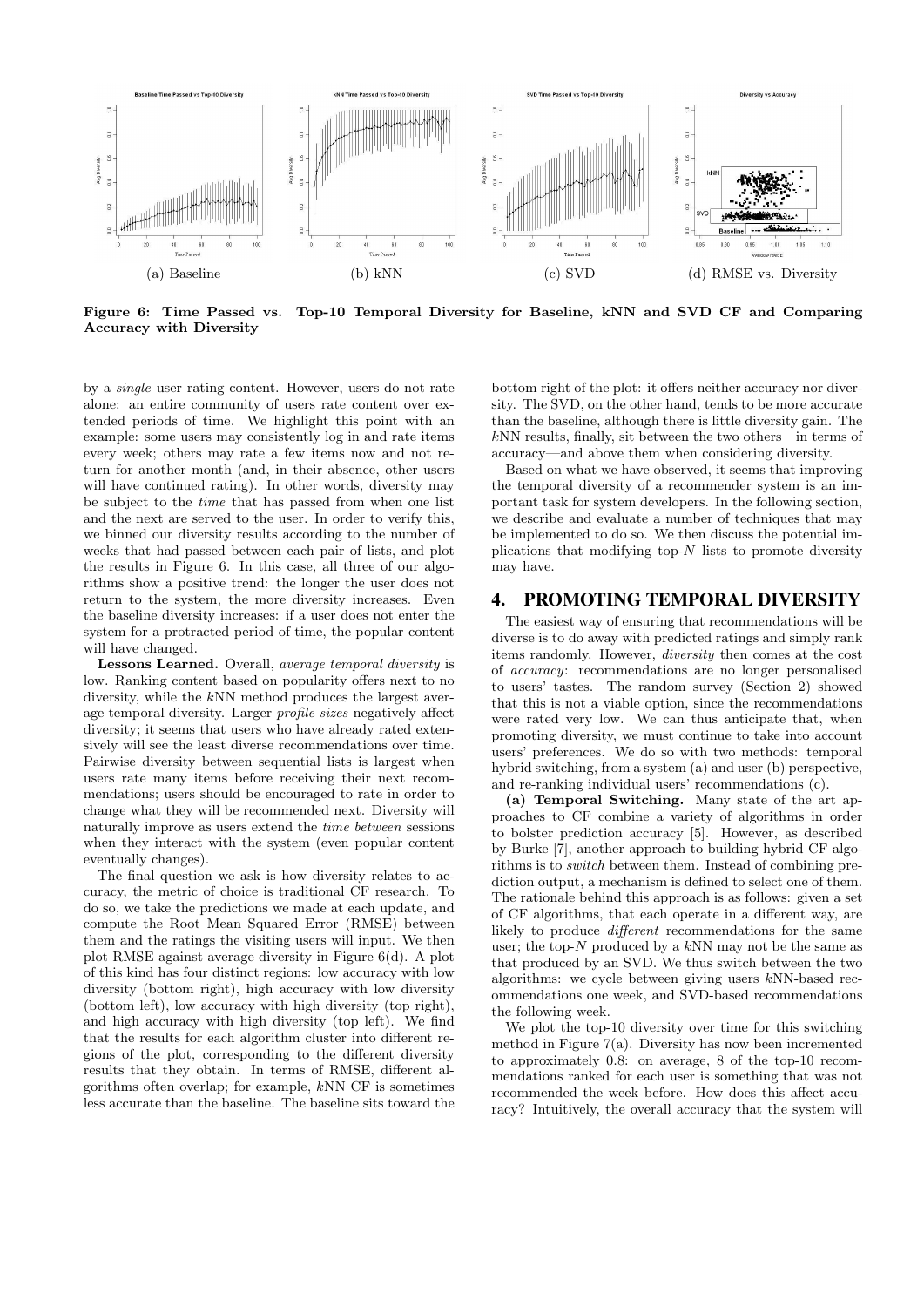Baseline Time Passed vs Top-10 Diversity

Avg Diversity

Time Passed

(a) Baseline

kNN Time Passed vs Top-10 Diversity

Avg Diversity

Time Passed

(b) kNN

SVD Time Passed vs Top-10 Diversity

Avg Diversity

Time Passed

(c) SVD

Diversity vs Accuracy

Avg Diversity

kNN

SVD

Baseline

Window RMSE

(d) RMSE vs. Diversity

**Figure 6: Time Passed vs. Top-10 Temporal Diversity for Baseline, kNN and SVD CF and Comparing Accuracy with Diversity**

by a *single* user rating content. However, users do not rate alone: an entire community of users rate content over extended periods of time. We highlight this point with an example: some users may consistently log in and rate items every week; others may rate a few items now and not return for another month (and, in their absence, other users will have continued rating). In other words, diversity may be subject to the *time* that has passed from when one list and the next are served to the user. In order to verify this, we binned our diversity results according to the number of weeks that had passed between each pair of lists, and plot the results in Figure 6. In this case, all three of our algorithms show a positive trend: the longer the user does not return to the system, the more diversity increases. Even the baseline diversity increases: if a user does not enter the system for a protracted period of time, the popular content will have changed.

**Lessons Learned.** Overall, *average temporal diversity* is low. Ranking content based on popularity offers next to no diversity, while the $k$NN method produces the largest average temporal diversity. Larger *profile sizes* negatively affect diversity; it seems that users who have already rated extensively will see the least diverse recommendations over time. Pairwise diversity between sequential lists is largest when users rate many items before receiving their next recommendations; users should be encouraged to rate in order to change what they will be recommended next. Diversity will naturally improve as users extend the *time between* sessions when they interact with the system (even popular content eventually changes).

The final question we ask is how diversity relates to accuracy, the metric of choice is traditional CF research. To do so, we take the predictions we made at each update, and compute the Root Mean Squared Error (RMSE) between them and the ratings the visiting users will input. We then plot RMSE against average diversity in Figure 6(d). A plot of this kind has four distinct regions: low accuracy with low diversity (bottom right), high accuracy with low diversity (bottom left), low accuracy with high diversity (top right), and high accuracy with high diversity (top left). We find that the results for each algorithm cluster into different regions of the plot, corresponding to the different diversity results that they obtain. In terms of RMSE, different algorithms often overlap; for example, $k$NN CF is sometimes less accurate than the baseline. The baseline sits toward the bottom right of the plot: it offers neither accuracy nor diversity. The SVD, on the other hand, tends to be more accurate than the baseline, although there is little diversity gain. The $k$NN results, finally, sit between the two others—in terms of accuracy—and above them when considering diversity.

Based on what we have observed, it seems that improving the temporal diversity of a recommender system is an important task for system developers. In the following section, we describe and evaluate a number of techniques that may be implemented to do so. We then discuss the potential implications that modifying top-$N$ lists to promote diversity may have.

## 4. PROMOTING TEMPORAL DIVERSITY

The easiest way of ensuring that recommendations will be diverse is to do away with predicted ratings and simply rank items randomly. However, *diversity* then comes at the cost of *accuracy*: recommendations are no longer personalised to users' tastes. The random survey (Section 2) showed that this is not a viable option, since the recommendations were rated very low. We can thus anticipate that, when promoting diversity, we must continue to take into account users' preferences. We do so with two methods: temporal hybrid switching, from a system (a) and user (b) perspective, and re-ranking individual users' recommendations (c).

**(a) Temporal Switching.** Many state of the art approaches to CF combine a variety of algorithms in order to bolster prediction accuracy [5]. However, as described by Burke [7], another approach to building hybrid CF algorithms is to *switch* between them. Instead of combining prediction output, a mechanism is defined to select one of them. The rationale behind this approach is as follows: given a set of CF algorithms, that each operate in a different way, are likely to produce *different* recommendations for the same user; the top-$N$ produced by a $k$NN may not be the same as that produced by an SVD. We thus switch between the two algorithms: we cycle between giving users $k$NN-based recommendations one week, and SVD-based recommendations the following week.

We plot the top-10 diversity over time for this switching method in Figure 7(a). Diversity has now been incremented to approximately 0.8: on average, 8 of the top-10 recommendations ranked for each user is something that was not recommended the week before. How does this affect accuracy? Intuitively, the overall accuracy that the system will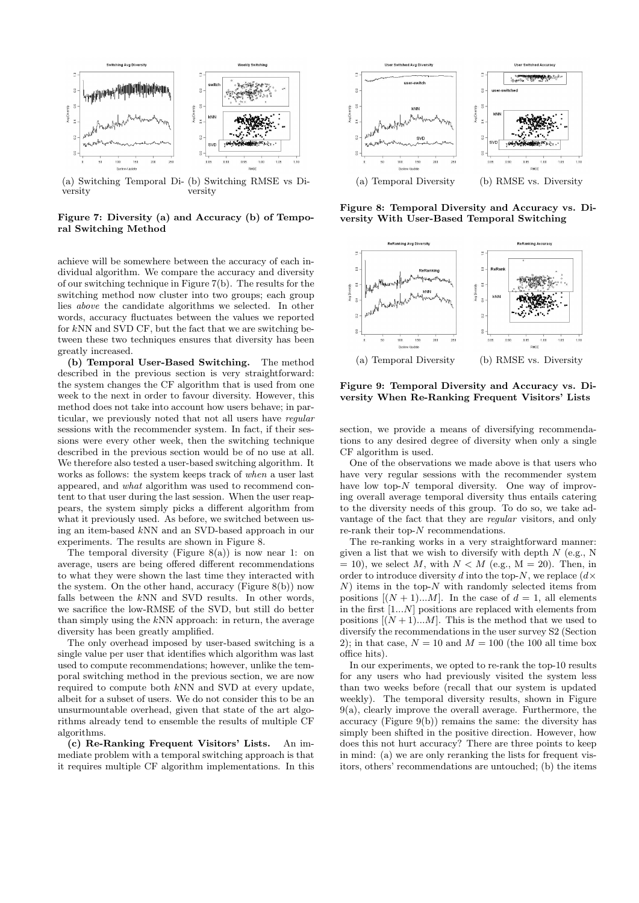(a) Switching Temporal Diversity

(b) Switching RMSE vs Diversity

**Figure 7: Diversity (a) and Accuracy (b) of Temporal Switching Method**

achieve will be somewhere between the accuracy of each individual algorithm. We compare the accuracy and diversity of our switching technique in Figure 7(b). The results for the switching method now cluster into two groups; each group lies *above* the candidate algorithms we selected. In other words, accuracy fluctuates between the values we reported for $k$NN and SVD CF, but the fact that we are switching between these two techniques ensures that diversity has been greatly increased.

**(b) Temporal User-Based Switching.** The method described in the previous section is very straightforward: the system changes the CF algorithm that is used from one week to the next in order to favour diversity. However, this method does not take into account how users behave; in particular, we previously noted that not all users have *regular* sessions with the recommender system. In fact, if their sessions were every other week, then the switching technique described in the previous section would be of no use at all. We therefore also tested a user-based switching algorithm. It works as follows: the system keeps track of *when* a user last appeared, and *what* algorithm was used to recommend content to that user during the last session. When the user reappears, the system simply picks a different algorithm from what it previously used. As before, we switched between using an item-based $k$NN and an SVD-based approach in our experiments. The results are shown in Figure 8.

The temporal diversity (Figure 8(a)) is now near 1: on average, users are being offered different recommendations to what they were shown the last time they interacted with the system. On the other hand, accuracy (Figure 8(b)) now falls between the $k$NN and SVD results. In other words, we sacrifice the low-RMSE of the SVD, but still do better than simply using the $k$NN approach: in return, the average diversity has been greatly amplified.

The only overhead imposed by user-based switching is a single value per user that identifies which algorithm was last used to compute recommendations; however, unlike the temporal switching method in the previous section, we are now required to compute both $k$NN and SVD at every update, albeit for a subset of users. We do not consider this to be an unsurmountable overhead, given that state of the art algorithms already tend to ensemble the results of multiple CF algorithms.

**(c) Re-Ranking Frequent Visitors' Lists.** An immediate problem with a temporal switching approach is that it requires multiple CF algorithm implementations. In this section, we provide a means of diversifying recommendations to any desired degree of diversity when only a single CF algorithm is used.

(a) Temporal Diversity

(b) RMSE vs. Diversity

**Figure 8: Temporal Diversity and Accuracy vs. Diversity With User-Based Temporal Switching**

(a) Temporal Diversity

(b) RMSE vs. Diversity

**Figure 9: Temporal Diversity and Accuracy vs. Diversity When Re-Ranking Frequent Visitors' Lists**

One of the observations we made above is that users who have very regular sessions with the recommender system have low top-$N$ temporal diversity. One way of improving overall average temporal diversity thus entails catering to the diversity needs of this group. To do so, we take advantage of the fact that they are *regular* visitors, and only re-rank their top-$N$ recommendations.

The re-ranking works in a very straightforward manner: given a list that we wish to diversify with depth $N$ (e.g., N = 10), we select $M$, with $N < M$ (e.g., M = 20). Then, in order to introduce diversity $d$ into the top-$N$, we replace ($d \times N$) items in the top-$N$ with randomly selected items from positions $[(N+1)...M]$. In the case of $d = 1$, all elements in the first $[1...N]$ positions are replaced with elements from positions $[(N+1)...M]$. This is the method that we used to diversify the recommendations in the user survey S2 (Section 2); in that case, $N = 10$ and $M = 100$ (the 100 all time box office hits).

In our experiments, we opted to re-rank the top-10 results for any users who had previously visited the system less than two weeks before (recall that our system is updated weekly). The temporal diversity results, shown in Figure 9(a), clearly improve the overall average. Furthermore, the accuracy (Figure 9(b)) remains the same: the diversity has simply been shifted in the positive direction. However, how does this not hurt accuracy? There are three points to keep in mind: (a) we are only reranking the lists for frequent visitors, others' recommendations are untouched; (b) the items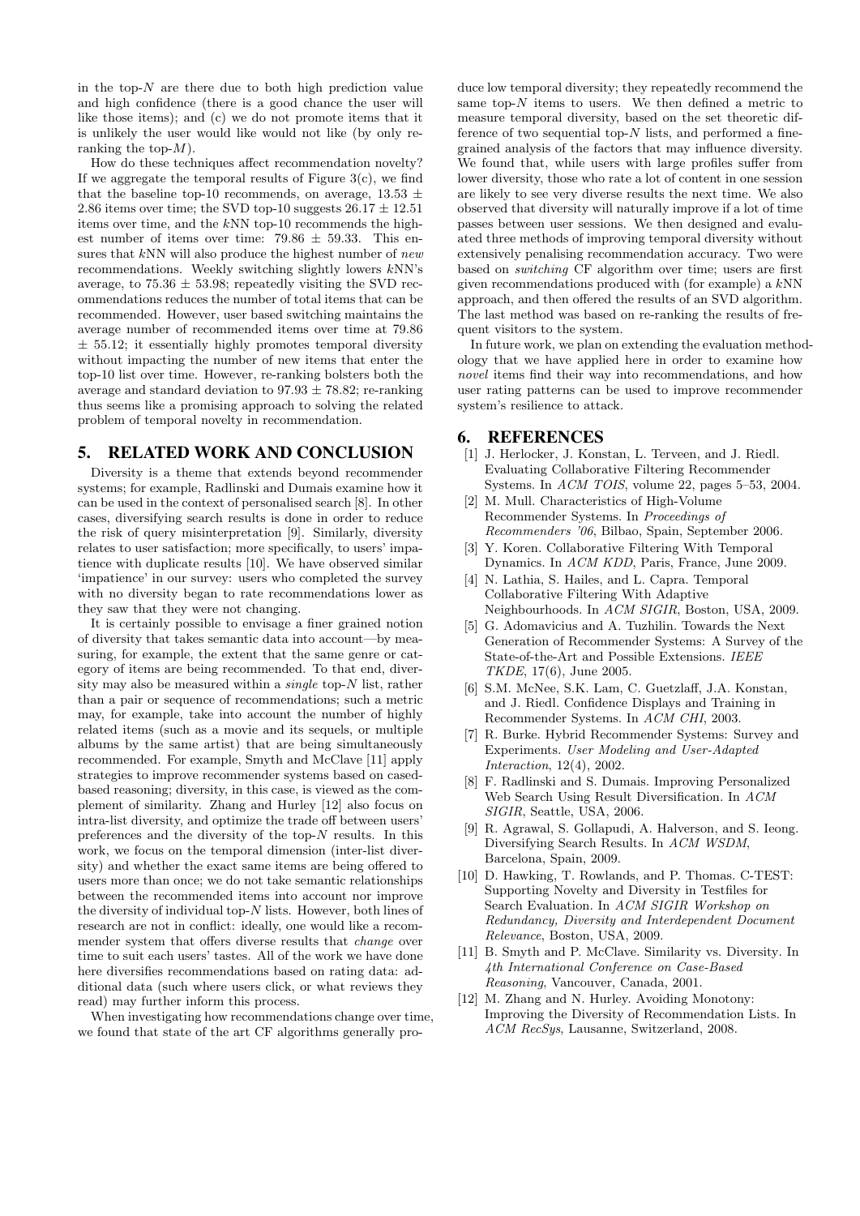in the top-$N$ are there due to both high prediction value and high confidence (there is a good chance the user will like those items); and (c) we do not promote items that it is unlikely the user would like would not like (by only re-ranking the top-$M$).

How do these techniques affect recommendation novelty? If we aggregate the temporal results of Figure 3(c), we find that the baseline top-10 recommends, on average, $13.53 \pm 2.86$ items over time; the SVD top-10 suggests $26.17 \pm 12.51$ items over time, and the $k$NN top-10 recommends the highest number of items over time: $79.86 \pm 59.33$. This ensures that $k$NN will also produce the highest number of *new* recommendations. Weekly switching slightly lowers $k$NN's average, to $75.36 \pm 53.98$; repeatedly visiting the SVD recommendations reduces the number of total items that can be recommended. However, user based switching maintains the average number of recommended items over time at 79.86 $\pm$ 55.12; it essentially highly promotes temporal diversity without impacting the number of new items that enter the top-10 list over time. However, re-ranking bolsters both the average and standard deviation to $97.93 \pm 78.82$; re-ranking thus seems like a promising approach to solving the related problem of temporal novelty in recommendation.

## 5. RELATED WORK AND CONCLUSION

Diversity is a theme that extends beyond recommender systems; for example, Radlinski and Dumais examine how it can be used in the context of personalised search [8]. In other cases, diversifying search results is done in order to reduce the risk of query misinterpretation [9]. Similarly, diversity relates to user satisfaction; more specifically, to users' impatience with duplicate results [10]. We have observed similar 'impatience' in our survey: users who completed the survey with no diversity began to rate recommendations lower as they saw that they were not changing.

It is certainly possible to envisage a finer grained notion of diversity that takes semantic data into account—by measuring, for example, the extent that the same genre or category of items are being recommended. To that end, diversity may also be measured within a *single* top-$N$ list, rather than a pair or sequence of recommendations; such a metric may, for example, take into account the number of highly related items (such as a movie and its sequels, or multiple albums by the same artist) that are being simultaneously recommended. For example, Smyth and McClave [11] apply strategies to improve recommender systems based on cased-based reasoning; diversity, in this case, is viewed as the complement of similarity. Zhang and Hurley [12] also focus on intra-list diversity, and optimize the trade off between users' preferences and the diversity of the top-$N$ results. In this work, we focus on the temporal dimension (inter-list diversity) and whether the exact same items are being offered to users more than once; we do not take semantic relationships between the recommended items into account nor improve the diversity of individual top-$N$ lists. However, both lines of research are not in conflict: ideally, one would like a recommender system that offers diverse results that *change* over time to suit each users' tastes. All of the work we have done here diversifies recommendations based on rating data: additional data (such where users click, or what reviews they read) may further inform this process.

When investigating how recommendations change over time, we found that state of the art CF algorithms generally produce low temporal diversity; they repeatedly recommend the same top-$N$ items to users. We then defined a metric to measure temporal diversity, based on the set theoretic difference of two sequential top-$N$ lists, and performed a fine-grained analysis of the factors that may influence diversity. We found that, while users with large profiles suffer from lower diversity, those who rate a lot of content in one session are likely to see very diverse results the next time. We also observed that diversity will naturally improve if a lot of time passes between user sessions. We then designed and evaluated three methods of improving temporal diversity without extensively penalising recommendation accuracy. Two were based on *switching* CF algorithm over time; users are first given recommendations produced with (for example) a $k$NN approach, and then offered the results of an SVD algorithm. The last method was based on re-ranking the results of frequent visitors to the system.

In future work, we plan on extending the evaluation methodology that we have applied here in order to examine how *novel* items find their way into recommendations, and how user rating patterns can be used to improve recommender system's resilience to attack.

## 6. REFERENCES

[1] J. Herlocker, J. Konstan, L. Terveen, and J. Riedl. Evaluating Collaborative Filtering Recommender Systems. In *ACM TOIS*, volume 22, pages 5–53, 2004.

[2] M. Mull. Characteristics of High-Volume Recommender Systems. In *Proceedings of Recommenders '06*, Bilbao, Spain, September 2006.

[3] Y. Koren. Collaborative Filtering With Temporal Dynamics. In *ACM KDD*, Paris, France, June 2009.

[4] N. Lathia, S. Hailes, and L. Capra. Temporal Collaborative Filtering With Adaptive Neighbourhoods. In *ACM SIGIR*, Boston, USA, 2009.

[5] G. Adomavicius and A. Tuzhilin. Towards the Next Generation of Recommender Systems: A Survey of the State-of-the-Art and Possible Extensions. *IEEE TKDE*, 17(6), June 2005.

[6] S.M. McNee, S.K. Lam, C. Guetzlaff, J.A. Konstan, and J. Riedl. Confidence Displays and Training in Recommender Systems. In *ACM CHI*, 2003.

[7] R. Burke. Hybrid Recommender Systems: Survey and Experiments. *User Modeling and User-Adapted Interaction*, 12(4), 2002.

[8] F. Radlinski and S. Dumais. Improving Personalized Web Search Using Result Diversification. In *ACM SIGIR*, Seattle, USA, 2006.

[9] R. Agrawal, S. Gollapudi, A. Halverson, and S. Ieong. Diversifying Search Results. In *ACM WSDM*, Barcelona, Spain, 2009.

[10] D. Hawking, T. Rowlands, and P. Thomas. C-TEST: Supporting Novelty and Diversity in Testfiles for Search Evaluation. In *ACM SIGIR Workshop on Redundancy, Diversity and Interdependent Document Relevance*, Boston, USA, 2009.

[11] B. Smyth and P. McClave. Similarity vs. Diversity. In *4th International Conference on Case-Based Reasoning*, Vancouver, Canada, 2001.

[12] M. Zhang and N. Hurley. Avoiding Monotony: Improving the Diversity of Recommendation Lists. In *ACM RecSys*, Lausanne, Switzerland, 2008.